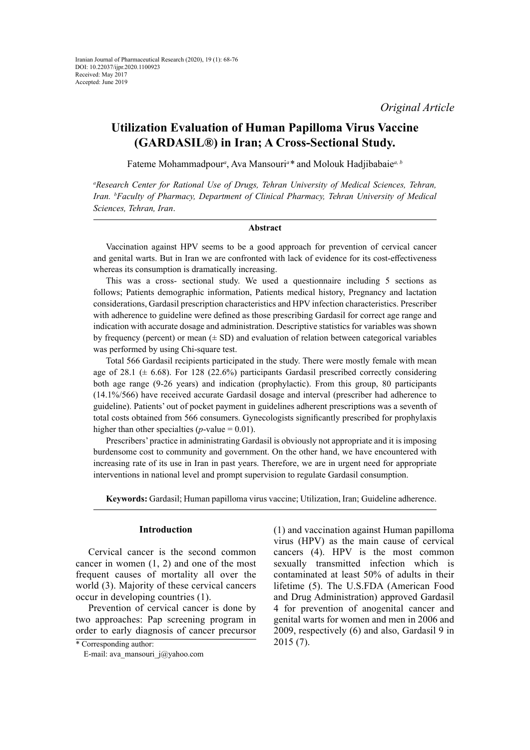Iranian Journal of Pharmaceutical Research (2020), 19 (1): 68-76
DOI: 10.22037/ijpr.2020.1100923
Received: May 2017
Accepted: June 2019

*Original Article*

# Utilization Evaluation of Human Papilloma Virus Vaccine (GARDASIL®) in Iran; A Cross-Sectional Study.

Fateme Mohammadpour[a], Ava Mansouri[a]* and Molouk Hadjibabaie[a, b]

*[a]Research Center for Rational Use of Drugs, Tehran University of Medical Sciences, Tehran, Iran. [b]Faculty of Pharmacy, Department of Clinical Pharmacy, Tehran University of Medical Sciences, Tehran, Iran.*

## Abstract

Vaccination against HPV seems to be a good approach for prevention of cervical cancer and genital warts. But in Iran we are confronted with lack of evidence for its cost-effectiveness whereas its consumption is dramatically increasing.

This was a cross- sectional study. We used a questionnaire including 5 sections as follows; Patients demographic information, Patients medical history, Pregnancy and lactation considerations, Gardasil prescription characteristics and HPV infection characteristics. Prescriber with adherence to guideline were defined as those prescribing Gardasil for correct age range and indication with accurate dosage and administration. Descriptive statistics for variables was shown by frequency (percent) or mean (± SD) and evaluation of relation between categorical variables was performed by using Chi-square test.

Total 566 Gardasil recipients participated in the study. There were mostly female with mean age of 28.1 (± 6.68). For 128 (22.6%) participants Gardasil prescribed correctly considering both age range (9-26 years) and indication (prophylactic). From this group, 80 participants (14.1%/566) have received accurate Gardasil dosage and interval (prescriber had adherence to guideline). Patients' out of pocket payment in guidelines adherent prescriptions was a seventh of total costs obtained from 566 consumers. Gynecologists significantly prescribed for prophylaxis higher than other specialties (*p*-value = 0.01).

Prescribers' practice in administrating Gardasil is obviously not appropriate and it is imposing burdensome cost to community and government. On the other hand, we have encountered with increasing rate of its use in Iran in past years. Therefore, we are in urgent need for appropriate interventions in national level and prompt supervision to regulate Gardasil consumption.

**Keywords:** Gardasil; Human papilloma virus vaccine; Utilization, Iran; Guideline adherence.

## Introduction

Cervical cancer is the second common cancer in women (1, 2) and one of the most frequent causes of mortality all over the world (3). Majority of these cervical cancers occur in developing countries (1).

Prevention of cervical cancer is done by two approaches: Pap screening program in order to early diagnosis of cancer precursor (1) and vaccination against Human papilloma virus (HPV) as the main cause of cervical cancers (4). HPV is the most common sexually transmitted infection which is contaminated at least 50% of adults in their lifetime (5). The U.S.FDA (American Food and Drug Administration) approved Gardasil 4 for prevention of anogenital cancer and genital warts for women and men in 2006 and 2009, respectively (6) and also, Gardasil 9 in 2015 (7).

\* Corresponding author:
E-mail: ava_mansouri_j@yahoo.com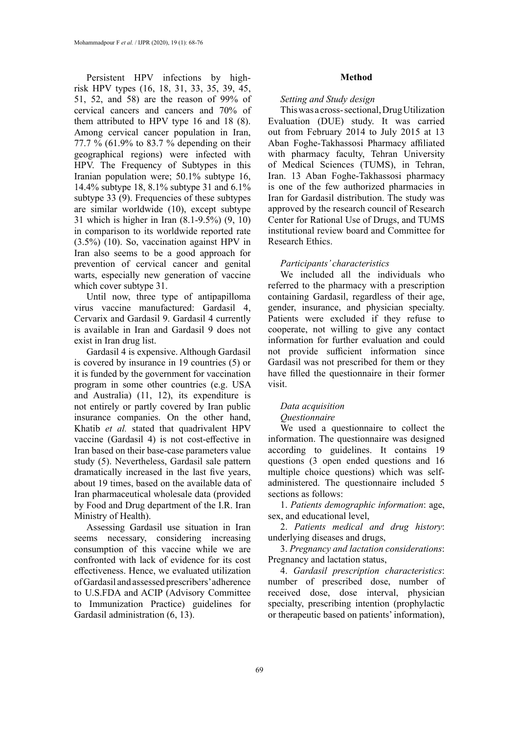Persistent HPV infections by high-risk HPV types (16, 18, 31, 33, 35, 39, 45, 51, 52, and 58) are the reason of 99% of cervical cancers and cancers and 70% of them attributed to HPV type 16 and 18 (8). Among cervical cancer population in Iran, 77.7 % (61.9% to 83.7 % depending on their geographical regions) were infected with HPV. The Frequency of Subtypes in this Iranian population were; 50.1% subtype 16, 14.4% subtype 18, 8.1% subtype 31 and 6.1% subtype 33 (9). Frequencies of these subtypes are similar worldwide (10), except subtype 31 which is higher in Iran (8.1-9.5%) (9, 10) in comparison to its worldwide reported rate (3.5%) (10). So, vaccination against HPV in Iran also seems to be a good approach for prevention of cervical cancer and genital warts, especially new generation of vaccine which cover subtype 31.

Until now, three type of antipapilloma virus vaccine manufactured: Gardasil 4, Cervarix and Gardasil 9. Gardasil 4 currently is available in Iran and Gardasil 9 does not exist in Iran drug list.

Gardasil 4 is expensive. Although Gardasil is covered by insurance in 19 countries (5) or it is funded by the government for vaccination program in some other countries (e.g. USA and Australia) (11, 12), its expenditure is not entirely or partly covered by Iran public insurance companies. On the other hand, Khatib *et al.* stated that quadrivalent HPV vaccine (Gardasil 4) is not cost-effective in Iran based on their base-case parameters value study (5). Nevertheless, Gardasil sale pattern dramatically increased in the last five years, about 19 times, based on the available data of Iran pharmaceutical wholesale data (provided by Food and Drug department of the I.R. Iran Ministry of Health).

Assessing Gardasil use situation in Iran seems necessary, considering increasing consumption of this vaccine while we are confronted with lack of evidence for its cost effectiveness. Hence, we evaluated utilization of Gardasil and assessed prescribers' adherence to U.S.FDA and ACIP (Advisory Committee to Immunization Practice) guidelines for Gardasil administration (6, 13).

## Method

### *Setting and Study design*

This was a cross-sectional, Drug Utilization Evaluation (DUE) study. It was carried out from February 2014 to July 2015 at 13 Aban Foghe-Takhassosi Pharmacy affiliated with pharmacy faculty, Tehran University of Medical Sciences (TUMS), in Tehran, Iran. 13 Aban Foghe-Takhassosi pharmacy is one of the few authorized pharmacies in Iran for Gardasil distribution. The study was approved by the research council of Research Center for Rational Use of Drugs, and TUMS institutional review board and Committee for Research Ethics.

### *Participants' characteristics*

We included all the individuals who referred to the pharmacy with a prescription containing Gardasil, regardless of their age, gender, insurance, and physician specialty. Patients were excluded if they refuse to cooperate, not willing to give any contact information for further evaluation and could not provide sufficient information since Gardasil was not prescribed for them or they have filled the questionnaire in their former visit.

### *Data acquisition*

#### *Questionnaire*

We used a questionnaire to collect the information. The questionnaire was designed according to guidelines. It contains 19 questions (3 open ended questions and 16 multiple choice questions) which was self-administered. The questionnaire included 5 sections as follows:

1. *Patients demographic information*: age, sex, and educational level,

2. *Patients medical and drug history*: underlying diseases and drugs,

3. *Pregnancy and lactation considerations*: Pregnancy and lactation status,

4. *Gardasil prescription characteristics*: number of prescribed dose, number of received dose, dose interval, physician specialty, prescribing intention (prophylactic or therapeutic based on patients' information),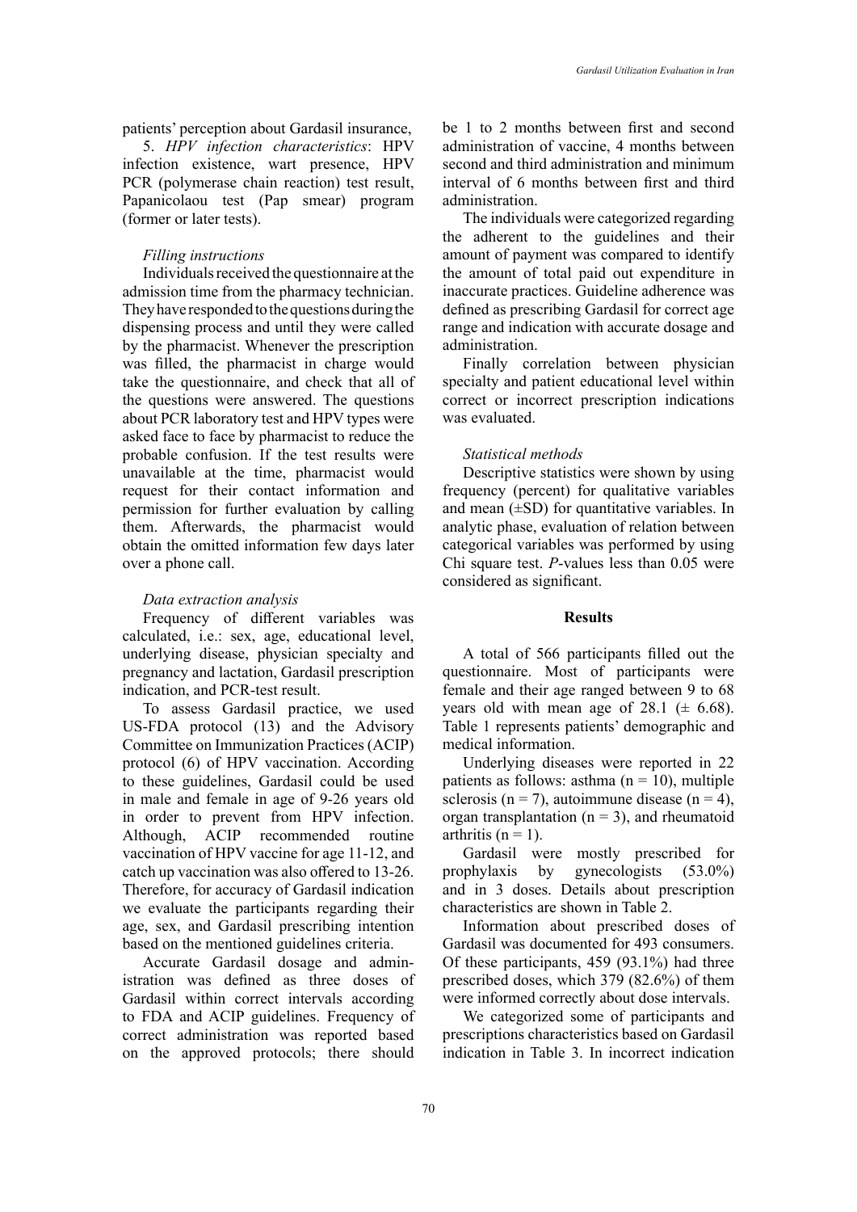patients' perception about Gardasil insurance,

5. *HPV infection characteristics*: HPV infection existence, wart presence, HPV PCR (polymerase chain reaction) test result, Papanicolaou test (Pap smear) program (former or later tests).

*Filling instructions*

Individuals received the questionnaire at the admission time from the pharmacy technician. They have responded to the questions during the dispensing process and until they were called by the pharmacist. Whenever the prescription was filled, the pharmacist in charge would take the questionnaire, and check that all of the questions were answered. The questions about PCR laboratory test and HPV types were asked face to face by pharmacist to reduce the probable confusion. If the test results were unavailable at the time, pharmacist would request for their contact information and permission for further evaluation by calling them. Afterwards, the pharmacist would obtain the omitted information few days later over a phone call.

*Data extraction analysis*

Frequency of different variables was calculated, i.e.: sex, age, educational level, underlying disease, physician specialty and pregnancy and lactation, Gardasil prescription indication, and PCR-test result.

To assess Gardasil practice, we used US-FDA protocol (13) and the Advisory Committee on Immunization Practices (ACIP) protocol (6) of HPV vaccination. According to these guidelines, Gardasil could be used in male and female in age of 9-26 years old in order to prevent from HPV infection. Although, ACIP recommended routine vaccination of HPV vaccine for age 11-12, and catch up vaccination was also offered to 13-26. Therefore, for accuracy of Gardasil indication we evaluate the participants regarding their age, sex, and Gardasil prescribing intention based on the mentioned guidelines criteria.

Accurate Gardasil dosage and administration was defined as three doses of Gardasil within correct intervals according to FDA and ACIP guidelines. Frequency of correct administration was reported based on the approved protocols; there should be 1 to 2 months between first and second administration of vaccine, 4 months between second and third administration and minimum interval of 6 months between first and third administration.

The individuals were categorized regarding the adherent to the guidelines and their amount of payment was compared to identify the amount of total paid out expenditure in inaccurate practices. Guideline adherence was defined as prescribing Gardasil for correct age range and indication with accurate dosage and administration.

Finally correlation between physician specialty and patient educational level within correct or incorrect prescription indications was evaluated.

*Statistical methods*

Descriptive statistics were shown by using frequency (percent) for qualitative variables and mean (±SD) for quantitative variables. In analytic phase, evaluation of relation between categorical variables was performed by using Chi square test. *P*-values less than 0.05 were considered as significant.

## Results

A total of 566 participants filled out the questionnaire. Most of participants were female and their age ranged between 9 to 68 years old with mean age of 28.1 (± 6.68). Table 1 represents patients' demographic and medical information.

Underlying diseases were reported in 22 patients as follows: asthma (n = 10), multiple sclerosis (n = 7), autoimmune disease (n = 4), organ transplantation (n = 3), and rheumatoid arthritis (n = 1).

Gardasil were mostly prescribed for prophylaxis by gynecologists (53.0%) and in 3 doses. Details about prescription characteristics are shown in Table 2.

Information about prescribed doses of Gardasil was documented for 493 consumers. Of these participants, 459 (93.1%) had three prescribed doses, which 379 (82.6%) of them were informed correctly about dose intervals.

We categorized some of participants and prescriptions characteristics based on Gardasil indication in Table 3. In incorrect indication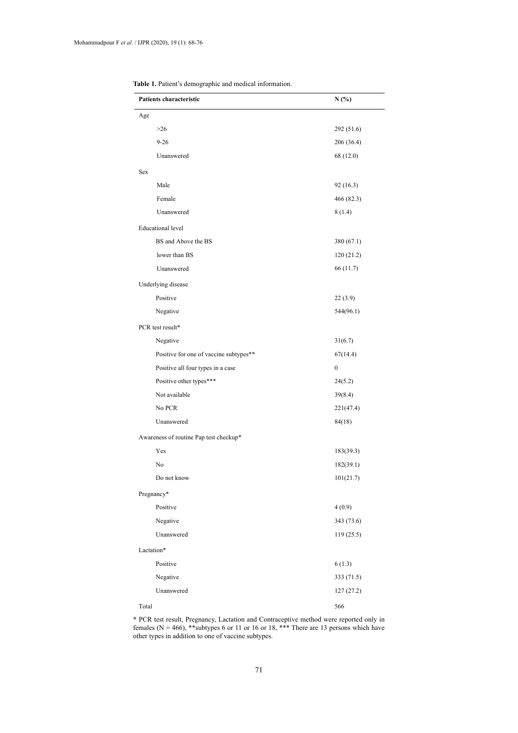**Table 1.** Patient's demographic and medical information.

| Patients characteristic | N (%) |
|---|---|
| Age | |
| >26 | 292 (51.6) |
| 9-26 | 206 (36.4) |
| Unanswered | 68 (12.0) |
| Sex | |
| Male | 92 (16.3) |
| Female | 466 (82.3) |
| Unanswered | 8 (1.4) |
| Educational level | |
| BS and Above the BS | 380 (67.1) |
| lower than BS | 120 (21.2) |
| Unanswered | 66 (11.7) |
| Underlying disease | |
| Positive | 22 (3.9) |
| Negative | 544(96.1) |
| PCR test result* | |
| Negative | 31(6.7) |
| Positive for one of vaccine subtypes** | 67(14.4) |
| Positive all four types in a case | 0 |
| Positive other types*** | 24(5.2) |
| Not available | 39(8.4) |
| No PCR | 221(47.4) |
| Unanswered | 84(18) |
| Awareness of routine Pap test checkup* | |
| Yes | 183(39.3) |
| No | 182(39.1) |
| Do not know | 101(21.7) |
| Pregnancy* | |
| Positive | 4 (0.9) |
| Negative | 343 (73.6) |
| Unanswered | 119 (25.5) |
| Lactation* | |
| Positive | 6 (1.3) |
| Negative | 333 (71.5) |
| Unanswered | 127 (27.2) |
| Total | 566 |

* PCR test result, Pregnancy, Lactation and Contraceptive method were reported only in females (N = 466), **subtypes 6 or 11 or 16 or 18, *** There are 13 persons which have other types in addition to one of vaccine subtypes.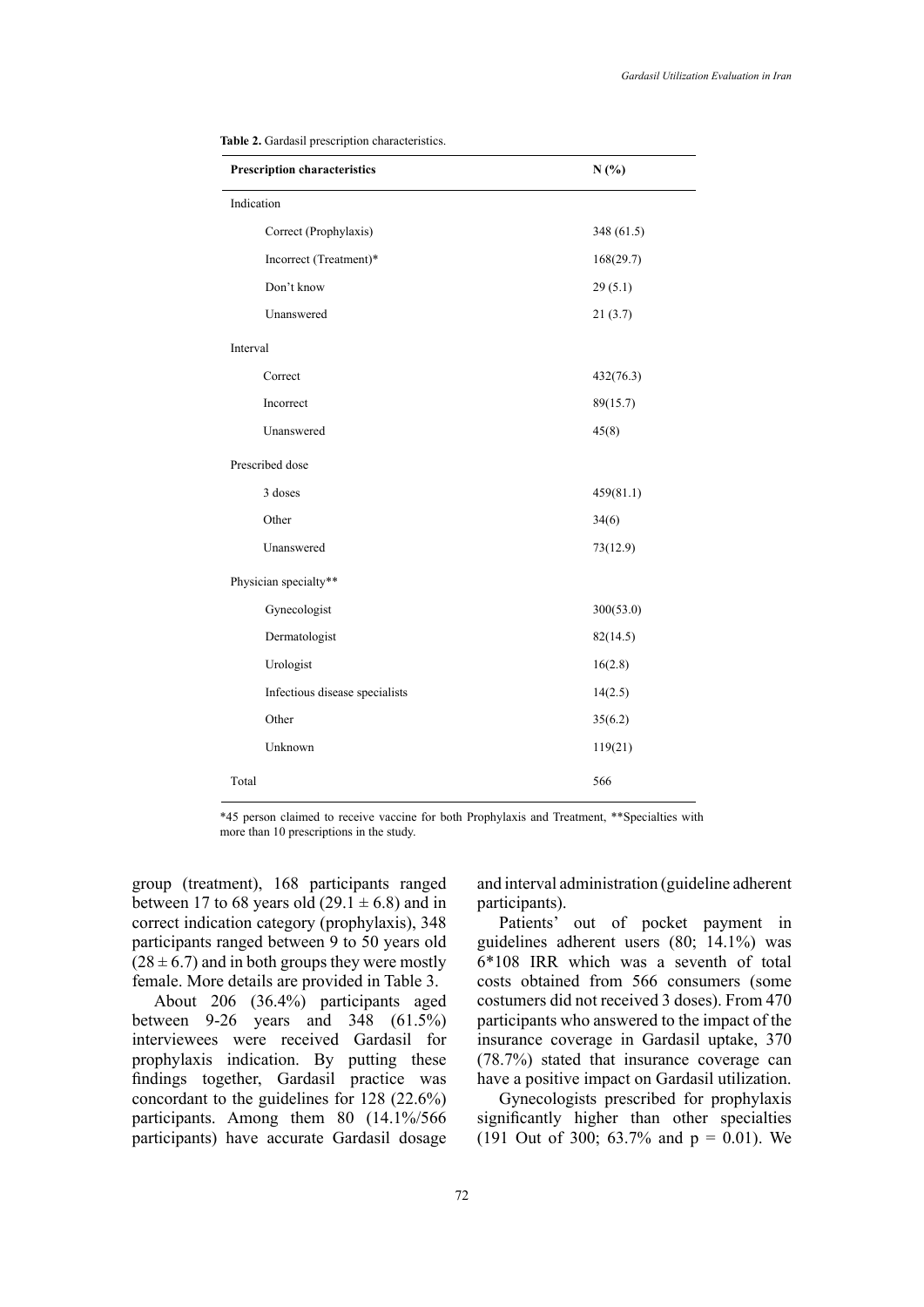**Table 2.** Gardasil prescription characteristics.

| Prescription characteristics | N (%) |
|---|---|
| Indication | |
| Correct (Prophylaxis) | 348 (61.5) |
| Incorrect (Treatment)* | 168(29.7) |
| Don't know | 29 (5.1) |
| Unanswered | 21 (3.7) |
| Interval | |
| Correct | 432(76.3) |
| Incorrect | 89(15.7) |
| Unanswered | 45(8) |
| Prescribed dose | |
| 3 doses | 459(81.1) |
| Other | 34(6) |
| Unanswered | 73(12.9) |
| Physician specialty** | |
| Gynecologist | 300(53.0) |
| Dermatologist | 82(14.5) |
| Urologist | 16(2.8) |
| Infectious disease specialists | 14(2.5) |
| Other | 35(6.2) |
| Unknown | 119(21) |
| Total | 566 |

*45 person claimed to receive vaccine for both Prophylaxis and Treatment, **Specialties with more than 10 prescriptions in the study.

group (treatment), 168 participants ranged between 17 to 68 years old ($29.1 \pm 6.8$) and in correct indication category (prophylaxis), 348 participants ranged between 9 to 50 years old ($28 \pm 6.7$) and in both groups they were mostly female. More details are provided in Table 3.

About 206 (36.4%) participants aged between 9-26 years and 348 (61.5%) interviewees were received Gardasil for prophylaxis indication. By putting these findings together, Gardasil practice was concordant to the guidelines for 128 (22.6%) participants. Among them 80 (14.1%/566 participants) have accurate Gardasil dosage and interval administration (guideline adherent participants).

Patients' out of pocket payment in guidelines adherent users (80; 14.1%) was 6*108 IRR which was a seventh of total costs obtained from 566 consumers (some costumers did not received 3 doses). From 470 participants who answered to the impact of the insurance coverage in Gardasil uptake, 370 (78.7%) stated that insurance coverage can have a positive impact on Gardasil utilization.

Gynecologists prescribed for prophylaxis significantly higher than other specialties (191 Out of 300; 63.7% and $p = 0.01$). We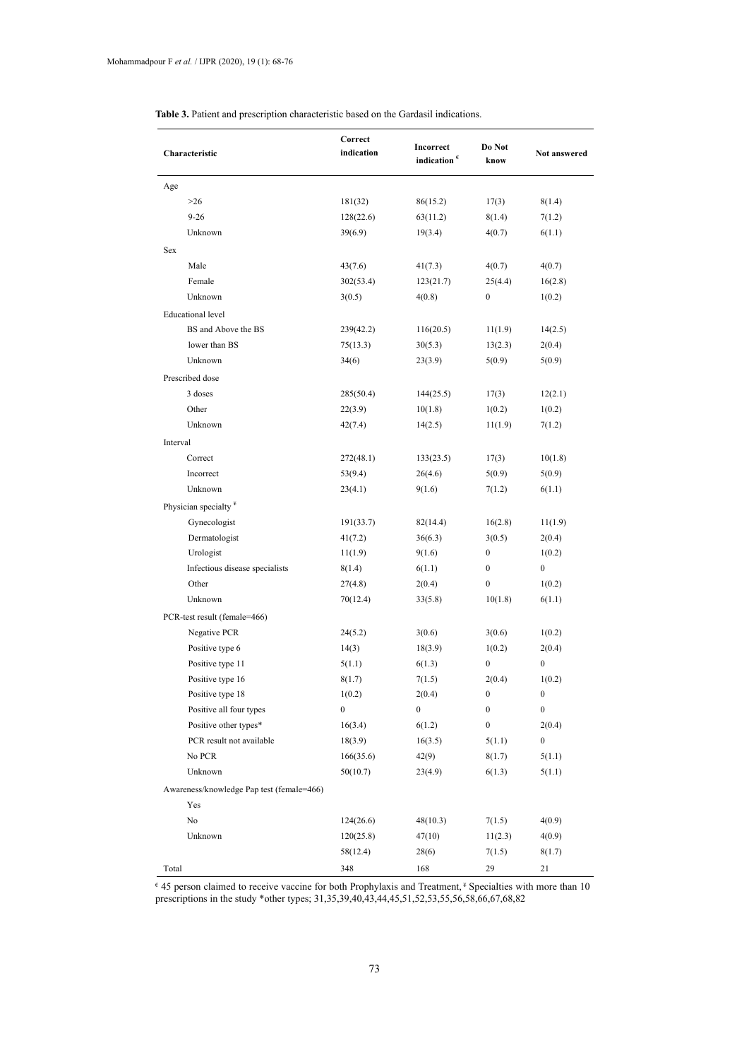**Table 3.** Patient and prescription characteristic based on the Gardasil indications.

| Characteristic | Correct indication | Incorrect indication [€] | Do Not know | Not answered |
|---|---|---|---|---|
| Age | | | | |
| >26 | 181(32) | 86(15.2) | 17(3) | 8(1.4) |
| 9-26 | 128(22.6) | 63(11.2) | 8(1.4) | 7(1.2) |
| Unknown | 39(6.9) | 19(3.4) | 4(0.7) | 6(1.1) |
| Sex | | | | |
| Male | 43(7.6) | 41(7.3) | 4(0.7) | 4(0.7) |
| Female | 302(53.4) | 123(21.7) | 25(4.4) | 16(2.8) |
| Unknown | 3(0.5) | 4(0.8) | 0 | 1(0.2) |
| Educational level | | | | |
| BS and Above the BS | 239(42.2) | 116(20.5) | 11(1.9) | 14(2.5) |
| lower than BS | 75(13.3) | 30(5.3) | 13(2.3) | 2(0.4) |
| Unknown | 34(6) | 23(3.9) | 5(0.9) | 5(0.9) |
| Prescribed dose | | | | |
| 3 doses | 285(50.4) | 144(25.5) | 17(3) | 12(2.1) |
| Other | 22(3.9) | 10(1.8) | 1(0.2) | 1(0.2) |
| Unknown | 42(7.4) | 14(2.5) | 11(1.9) | 7(1.2) |
| Interval | | | | |
| Correct | 272(48.1) | 133(23.5) | 17(3) | 10(1.8) |
| Incorrect | 53(9.4) | 26(4.6) | 5(0.9) | 5(0.9) |
| Unknown | 23(4.1) | 9(1.6) | 7(1.2) | 6(1.1) |
| Physician specialty [¥] | | | | |
| Gynecologist | 191(33.7) | 82(14.4) | 16(2.8) | 11(1.9) |
| Dermatologist | 41(7.2) | 36(6.3) | 3(0.5) | 2(0.4) |
| Urologist | 11(1.9) | 9(1.6) | 0 | 1(0.2) |
| Infectious disease specialists | 8(1.4) | 6(1.1) | 0 | 0 |
| Other | 27(4.8) | 2(0.4) | 0 | 1(0.2) |
| Unknown | 70(12.4) | 33(5.8) | 10(1.8) | 6(1.1) |
| PCR-test result (female=466) | | | | |
| Negative PCR | 24(5.2) | 3(0.6) | 3(0.6) | 1(0.2) |
| Positive type 6 | 14(3) | 18(3.9) | 1(0.2) | 2(0.4) |
| Positive type 11 | 5(1.1) | 6(1.3) | 0 | 0 |
| Positive type 16 | 8(1.7) | 7(1.5) | 2(0.4) | 1(0.2) |
| Positive type 18 | 1(0.2) | 2(0.4) | 0 | 0 |
| Positive all four types | 0 | 0 | 0 | 0 |
| Positive other types* | 16(3.4) | 6(1.2) | 0 | 2(0.4) |
| PCR result not available | 18(3.9) | 16(3.5) | 5(1.1) | 0 |
| No PCR | 166(35.6) | 42(9) | 8(1.7) | 5(1.1) |
| Unknown | 50(10.7) | 23(4.9) | 6(1.3) | 5(1.1) |
| Awareness/knowledge Pap test (female=466) | | | | |
| Yes | | | | |
| No | 124(26.6) | 48(10.3) | 7(1.5) | 4(0.9) |
| Unknown | 120(25.8) | 47(10) | 11(2.3) | 4(0.9) |
| | 58(12.4) | 28(6) | 7(1.5) | 8(1.7) |
| Total | 348 | 168 | 29 | 21 |

[€] 45 person claimed to receive vaccine for both Prophylaxis and Treatment, [¥] Specialties with more than 10 prescriptions in the study *other types; 31,35,39,40,43,44,45,51,52,53,55,56,58,66,67,68,82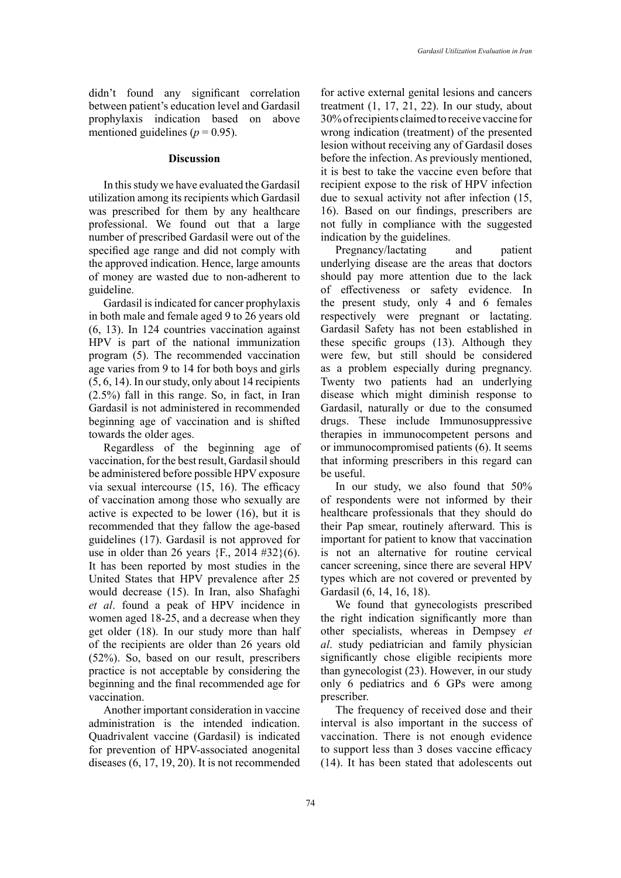didn't found any significant correlation between patient's education level and Gardasil prophylaxis indication based on above mentioned guidelines ($p = 0.95$).

## Discussion

In this study we have evaluated the Gardasil utilization among its recipients which Gardasil was prescribed for them by any healthcare professional. We found out that a large number of prescribed Gardasil were out of the specified age range and did not comply with the approved indication. Hence, large amounts of money are wasted due to non-adherent to guideline.

Gardasil is indicated for cancer prophylaxis in both male and female aged 9 to 26 years old (6, 13). In 124 countries vaccination against HPV is part of the national immunization program (5). The recommended vaccination age varies from 9 to 14 for both boys and girls (5, 6, 14). In our study, only about 14 recipients (2.5%) fall in this range. So, in fact, in Iran Gardasil is not administered in recommended beginning age of vaccination and is shifted towards the older ages.

Regardless of the beginning age of vaccination, for the best result, Gardasil should be administered before possible HPV exposure via sexual intercourse (15, 16). The efficacy of vaccination among those who sexually are active is expected to be lower (16), but it is recommended that they fallow the age-based guidelines (17). Gardasil is not approved for use in older than 26 years {F., 2014 #32}(6). It has been reported by most studies in the United States that HPV prevalence after 25 would decrease (15). In Iran, also Shafaghi *et al*. found a peak of HPV incidence in women aged 18-25, and a decrease when they get older (18). In our study more than half of the recipients are older than 26 years old (52%). So, based on our result, prescribers practice is not acceptable by considering the beginning and the final recommended age for vaccination.

Another important consideration in vaccine administration is the intended indication. Quadrivalent vaccine (Gardasil) is indicated for prevention of HPV-associated anogenital diseases (6, 17, 19, 20). It is not recommended for active external genital lesions and cancers treatment (1, 17, 21, 22). In our study, about 30% of recipients claimed to receive vaccine for wrong indication (treatment) of the presented lesion without receiving any of Gardasil doses before the infection. As previously mentioned, it is best to take the vaccine even before that recipient expose to the risk of HPV infection due to sexual activity not after infection (15, 16). Based on our findings, prescribers are not fully in compliance with the suggested indication by the guidelines.

Pregnancy/lactating and patient underlying disease are the areas that doctors should pay more attention due to the lack of effectiveness or safety evidence. In the present study, only 4 and 6 females respectively were pregnant or lactating. Gardasil Safety has not been established in these specific groups (13). Although they were few, but still should be considered as a problem especially during pregnancy. Twenty two patients had an underlying disease which might diminish response to Gardasil, naturally or due to the consumed drugs. These include Immunosuppressive therapies in immunocompetent persons and or immunocompromised patients (6). It seems that informing prescribers in this regard can be useful.

In our study, we also found that 50% of respondents were not informed by their healthcare professionals that they should do their Pap smear, routinely afterward. This is important for patient to know that vaccination is not an alternative for routine cervical cancer screening, since there are several HPV types which are not covered or prevented by Gardasil (6, 14, 16, 18).

We found that gynecologists prescribed the right indication significantly more than other specialists, whereas in Dempsey *et al*. study pediatrician and family physician significantly chose eligible recipients more than gynecologist (23). However, in our study only 6 pediatrics and 6 GPs were among prescriber.

The frequency of received dose and their interval is also important in the success of vaccination. There is not enough evidence to support less than 3 doses vaccine efficacy (14). It has been stated that adolescents out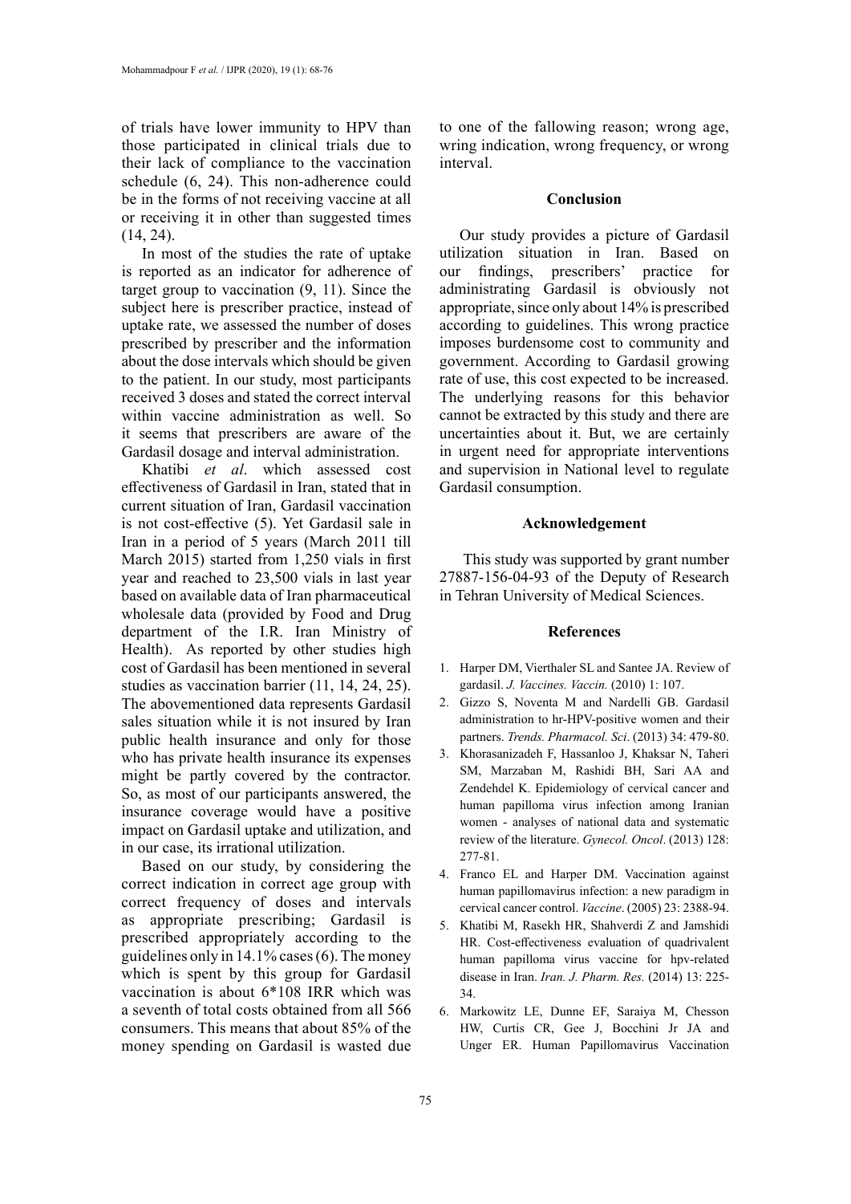of trials have lower immunity to HPV than those participated in clinical trials due to their lack of compliance to the vaccination schedule (6, 24). This non-adherence could be in the forms of not receiving vaccine at all or receiving it in other than suggested times (14, 24).

In most of the studies the rate of uptake is reported as an indicator for adherence of target group to vaccination (9, 11). Since the subject here is prescriber practice, instead of uptake rate, we assessed the number of doses prescribed by prescriber and the information about the dose intervals which should be given to the patient. In our study, most participants received 3 doses and stated the correct interval within vaccine administration as well. So it seems that prescribers are aware of the Gardasil dosage and interval administration.

Khatibi *et al*. which assessed cost effectiveness of Gardasil in Iran, stated that in current situation of Iran, Gardasil vaccination is not cost-effective (5). Yet Gardasil sale in Iran in a period of 5 years (March 2011 till March 2015) started from 1,250 vials in first year and reached to 23,500 vials in last year based on available data of Iran pharmaceutical wholesale data (provided by Food and Drug department of the I.R. Iran Ministry of Health). As reported by other studies high cost of Gardasil has been mentioned in several studies as vaccination barrier (11, 14, 24, 25). The abovementioned data represents Gardasil sales situation while it is not insured by Iran public health insurance and only for those who has private health insurance its expenses might be partly covered by the contractor. So, as most of our participants answered, the insurance coverage would have a positive impact on Gardasil uptake and utilization, and in our case, its irrational utilization.

Based on our study, by considering the correct indication in correct age group with correct frequency of doses and intervals as appropriate prescribing; Gardasil is prescribed appropriately according to the guidelines only in 14.1% cases (6). The money which is spent by this group for Gardasil vaccination is about 6*108 IRR which was a seventh of total costs obtained from all 566 consumers. This means that about 85% of the money spending on Gardasil is wasted due to one of the fallowing reason; wrong age, wring indication, wrong frequency, or wrong interval.

## Conclusion

Our study provides a picture of Gardasil utilization situation in Iran. Based on our findings, prescribers' practice for administrating Gardasil is obviously not appropriate, since only about 14% is prescribed according to guidelines. This wrong practice imposes burdensome cost to community and government. According to Gardasil growing rate of use, this cost expected to be increased. The underlying reasons for this behavior cannot be extracted by this study and there are uncertainties about it. But, we are certainly in urgent need for appropriate interventions and supervision in National level to regulate Gardasil consumption.

## Acknowledgement

This study was supported by grant number 27887-156-04-93 of the Deputy of Research in Tehran University of Medical Sciences.

## References

1. Harper DM, Vierthaler SL and Santee JA. Review of gardasil. *J. Vaccines. Vaccin.* (2010) 1: 107.
2. Gizzo S, Noventa M and Nardelli GB. Gardasil administration to hr-HPV-positive women and their partners. *Trends. Pharmacol. Sci*. (2013) 34: 479-80.
3. Khorasanizadeh F, Hassanloo J, Khaksar N, Taheri SM, Marzaban M, Rashidi BH, Sari AA and Zendehdel K. Epidemiology of cervical cancer and human papilloma virus infection among Iranian women - analyses of national data and systematic review of the literature. *Gynecol. Oncol*. (2013) 128: 277-81.
4. Franco EL and Harper DM. Vaccination against human papillomavirus infection: a new paradigm in cervical cancer control. *Vaccine*. (2005) 23: 2388-94.
5. Khatibi M, Rasekh HR, Shahverdi Z and Jamshidi HR. Cost-effectiveness evaluation of quadrivalent human papilloma virus vaccine for hpv-related disease in Iran. *Iran. J. Pharm. Res.* (2014) 13: 225-34.
6. Markowitz LE, Dunne EF, Saraiya M, Chesson HW, Curtis CR, Gee J, Bocchini Jr JA and Unger ER. Human Papillomavirus Vaccination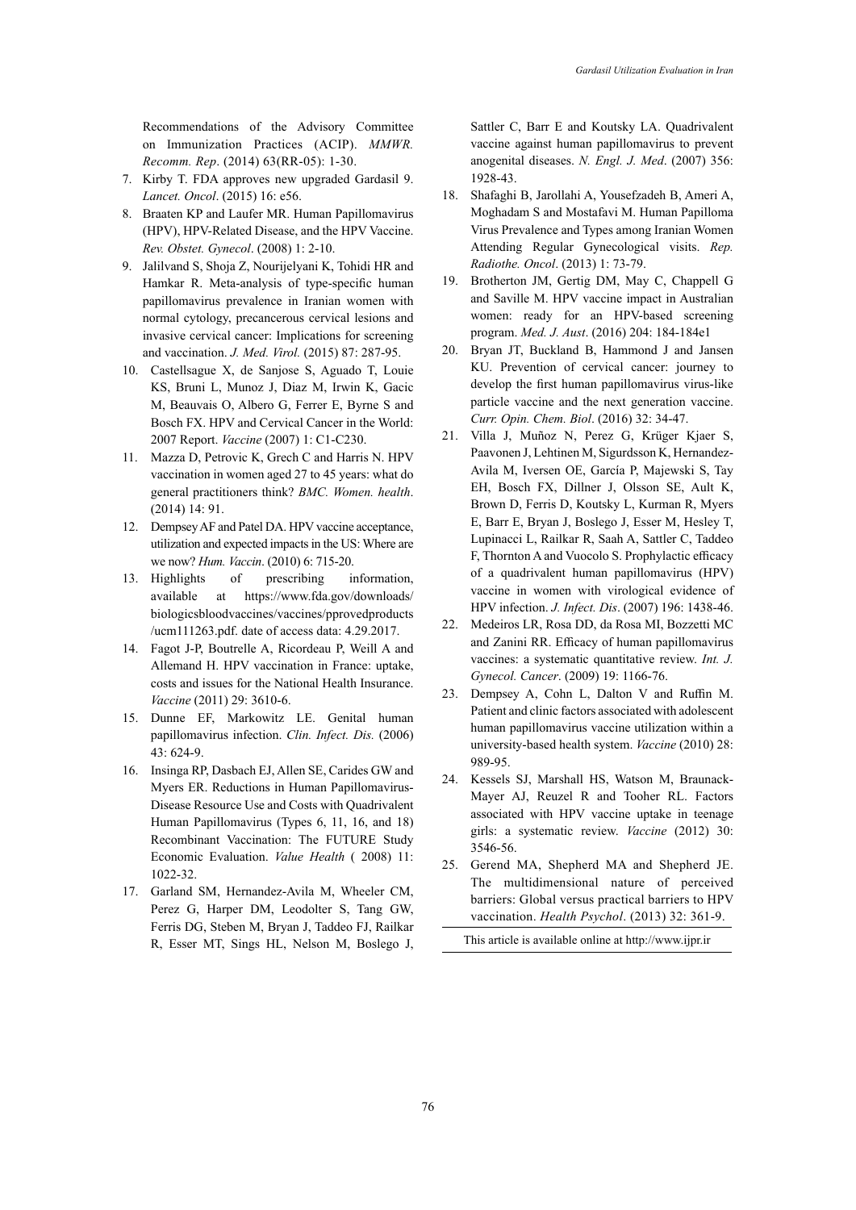Recommendations of the Advisory Committee on Immunization Practices (ACIP). *MMWR. Recomm. Rep*. (2014) 63(RR-05): 1-30.

7. Kirby T. FDA approves new upgraded Gardasil 9. *Lancet. Oncol*. (2015) 16: e56.
8. Braaten KP and Laufer MR. Human Papillomavirus (HPV), HPV-Related Disease, and the HPV Vaccine. *Rev. Obstet. Gynecol*. (2008) 1: 2-10.
9. Jalilvand S, Shoja Z, Nourijelyani K, Tohidi HR and Hamkar R. Meta-analysis of type-specific human papillomavirus prevalence in Iranian women with normal cytology, precancerous cervical lesions and invasive cervical cancer: Implications for screening and vaccination. *J. Med. Virol.* (2015) 87: 287-95.
10. Castellsague X, de Sanjose S, Aguado T, Louie KS, Bruni L, Munoz J, Diaz M, Irwin K, Gacic M, Beauvais O, Albero G, Ferrer E, Byrne S and Bosch FX. HPV and Cervical Cancer in the World: 2007 Report. *Vaccine* (2007) 1: C1-C230.
11. Mazza D, Petrovic K, Grech C and Harris N. HPV vaccination in women aged 27 to 45 years: what do general practitioners think? *BMC. Women. health*. (2014) 14: 91.
12. Dempsey AF and Patel DA. HPV vaccine acceptance, utilization and expected impacts in the US: Where are we now? *Hum. Vaccin*. (2010) 6: 715-20.
13. Highlights of prescribing information, available at https://www.fda.gov/downloads/biologicsbloodvaccines/vaccines/pprovedproducts/ucm111263.pdf. date of access data: 4.29.2017.
14. Fagot J-P, Boutrelle A, Ricordeau P, Weill A and Allemand H. HPV vaccination in France: uptake, costs and issues for the National Health Insurance. *Vaccine* (2011) 29: 3610-6.
15. Dunne EF, Markowitz LE. Genital human papillomavirus infection. *Clin. Infect. Dis.* (2006) 43: 624-9.
16. Insinga RP, Dasbach EJ, Allen SE, Carides GW and Myers ER. Reductions in Human Papillomavirus-Disease Resource Use and Costs with Quadrivalent Human Papillomavirus (Types 6, 11, 16, and 18) Recombinant Vaccination: The FUTURE Study Economic Evaluation. *Value Health* ( 2008) 11: 1022-32.
17. Garland SM, Hernandez-Avila M, Wheeler CM, Perez G, Harper DM, Leodolter S, Tang GW, Ferris DG, Steben M, Bryan J, Taddeo FJ, Railkar R, Esser MT, Sings HL, Nelson M, Boslego J, Sattler C, Barr E and Koutsky LA. Quadrivalent vaccine against human papillomavirus to prevent anogenital diseases. *N. Engl. J. Med*. (2007) 356: 1928-43.
18. Shafaghi B, Jarollahi A, Yousefzadeh B, Ameri A, Moghadam S and Mostafavi M. Human Papilloma Virus Prevalence and Types among Iranian Women Attending Regular Gynecological visits. *Rep. Radiothe. Oncol*. (2013) 1: 73-79.
19. Brotherton JM, Gertig DM, May C, Chappell G and Saville M. HPV vaccine impact in Australian women: ready for an HPV-based screening program. *Med. J. Aust*. (2016) 204: 184-184e1
20. Bryan JT, Buckland B, Hammond J and Jansen KU. Prevention of cervical cancer: journey to develop the first human papillomavirus virus-like particle vaccine and the next generation vaccine. *Curr. Opin. Chem. Biol*. (2016) 32: 34-47.
21. Villa J, Muñoz N, Perez G, Krüger Kjaer S, Paavonen J, Lehtinen M, Sigurdsson K, Hernandez-Avila M, Iversen OE, García P, Majewski S, Tay EH, Bosch FX, Dillner J, Olsson SE, Ault K, Brown D, Ferris D, Koutsky L, Kurman R, Myers E, Barr E, Bryan J, Boslego J, Esser M, Hesley T, Lupinacci L, Railkar R, Saah A, Sattler C, Taddeo F, Thornton A and Vuocolo S. Prophylactic efficacy of a quadrivalent human papillomavirus (HPV) vaccine in women with virological evidence of HPV infection. *J. Infect. Dis*. (2007) 196: 1438-46.
22. Medeiros LR, Rosa DD, da Rosa MI, Bozzetti MC and Zanini RR. Efficacy of human papillomavirus vaccines: a systematic quantitative review. *Int. J. Gynecol. Cancer*. (2009) 19: 1166-76.
23. Dempsey A, Cohn L, Dalton V and Ruffin M. Patient and clinic factors associated with adolescent human papillomavirus vaccine utilization within a university-based health system. *Vaccine* (2010) 28: 989-95.
24. Kessels SJ, Marshall HS, Watson M, Braunack-Mayer AJ, Reuzel R and Tooher RL. Factors associated with HPV vaccine uptake in teenage girls: a systematic review. *Vaccine* (2012) 30: 3546-56.
25. Gerend MA, Shepherd MA and Shepherd JE. The multidimensional nature of perceived barriers: Global versus practical barriers to HPV vaccination. *Health Psychol*. (2013) 32: 361-9.

This article is available online at http://www.ijpr.ir